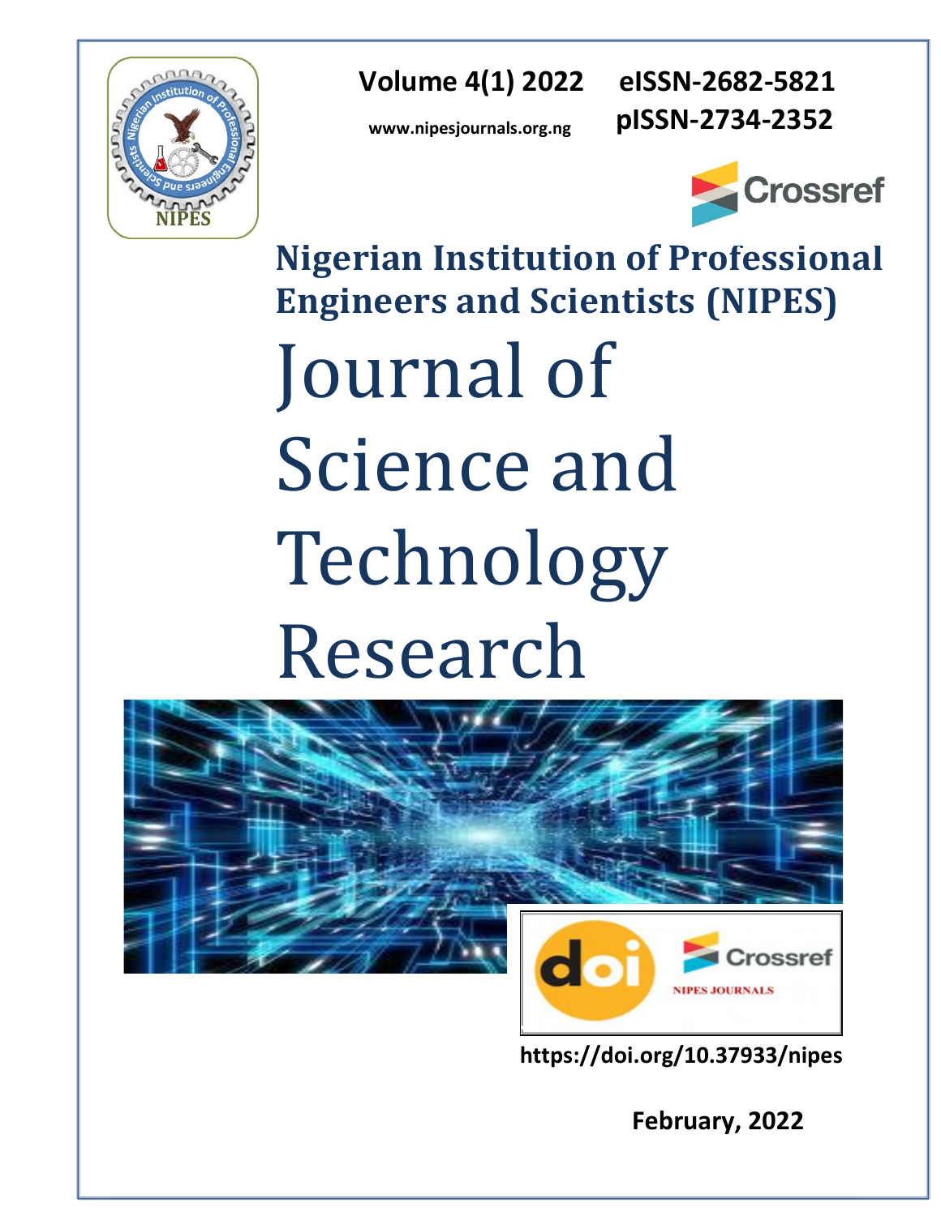Volume 4(1) 2022 eISSN-2682-5821

www.nipesjournals.org.ng pISSN-2734-2352

# Nigerian Institution of Professional Engineers and Scientists (NIPES)

# Journal of Science and Technology Research

https://doi.org/10.37933/nipes

February, 2022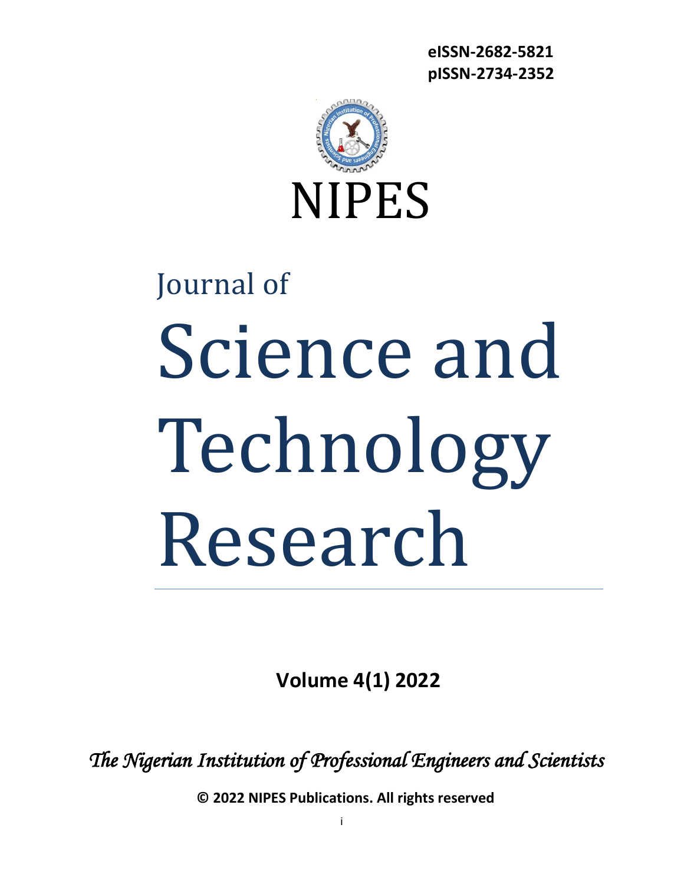eISSN-2682-5821
pISSN-2734-2352

NIPES

Journal of

# Science and Technology Research

**Volume 4(1) 2022**

*The Nigerian Institution of Professional Engineers and Scientists*

**© 2022 NIPES Publications. All rights reserved**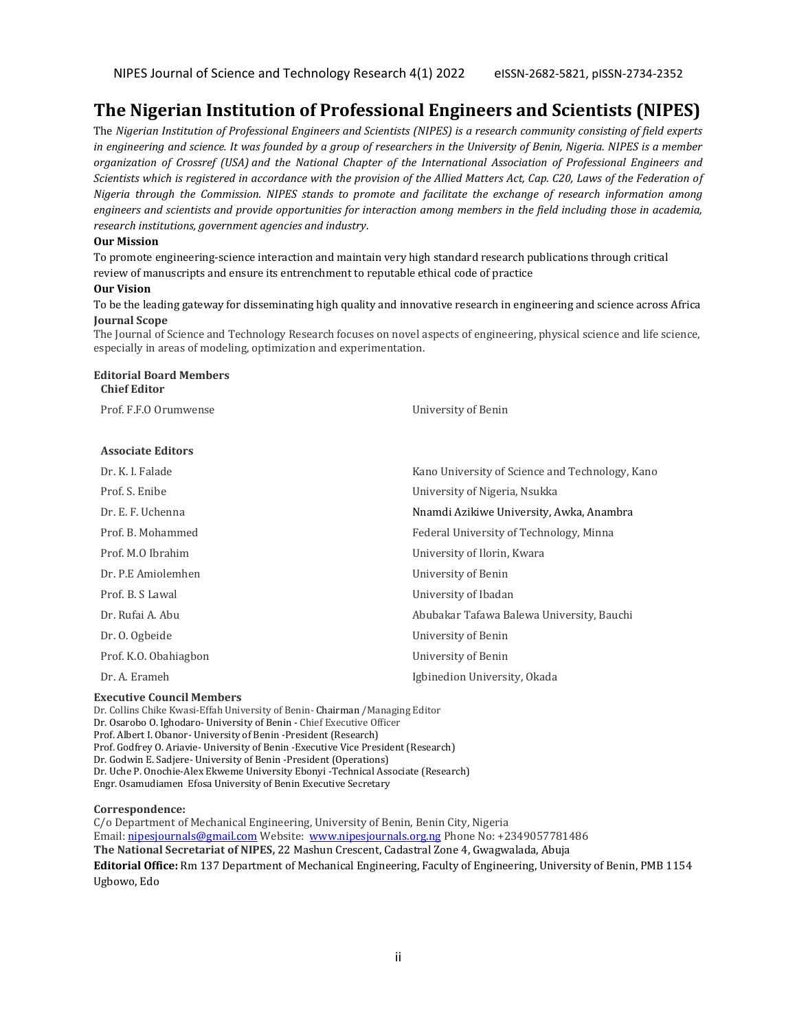# The Nigerian Institution of Professional Engineers and Scientists (NIPES)

The *Nigerian Institution of Professional Engineers and Scientists (NIPES) is a research community consisting of field experts in engineering and science. It was founded by a group of researchers in the University of Benin, Nigeria. NIPES is a member organization of Crossref (USA) and the National Chapter of the International Association of Professional Engineers and Scientists which is registered in accordance with the provision of the Allied Matters Act, Cap. C20, Laws of the Federation of Nigeria through the Commission. NIPES stands to promote and facilitate the exchange of research information among engineers and scientists and provide opportunities for interaction among members in the field including those in academia, research institutions, government agencies and industry*.

**Our Mission**

To promote engineering-science interaction and maintain very high standard research publications through critical review of manuscripts and ensure its entrenchment to reputable ethical code of practice

**Our Vision**

To be the leading gateway for disseminating high quality and innovative research in engineering and science across Africa

**Journal Scope**

The Journal of Science and Technology Research focuses on novel aspects of engineering, physical science and life science, especially in areas of modeling, optimization and experimentation.

**Editorial Board Members**

**Chief Editor**

| | |
|---|---|
| Prof. F.F.O Orumwense | University of Benin |

**Associate Editors**

| | |
|---|---|
| Dr. K. I. Falade | Kano University of Science and Technology, Kano |
| Prof. S. Enibe | University of Nigeria, Nsukka |
| Dr. E. F. Uchenna | Nnamdi Azikiwe University, Awka, Anambra |
| Prof. B. Mohammed | Federal University of Technology, Minna |
| Prof. M.O Ibrahim | University of Ilorin, Kwara |
| Dr. P.E Amiolemhen | University of Benin |
| Prof. B. S Lawal | University of Ibadan |
| Dr. Rufai A. Abu | Abubakar Tafawa Balewa University, Bauchi |
| Dr. O. Ogbeide | University of Benin |
| Prof. K.O. Obahiagbon | University of Benin |
| Dr. A. Erameh | Igbinedion University, Okada |

**Executive Council Members**

Dr. Collins Chike Kwasi-Effah University of Benin- Chairman /Managing Editor
Dr. Osarobo O. Ighodaro- University of Benin - Chief Executive Officer
Prof. Albert I. Obanor- University of Benin -President (Research)
Prof. Godfrey O. Ariavie- University of Benin -Executive Vice President (Research)
Dr. Godwin E. Sadjere- University of Benin -President (Operations)
Dr. Uche P. Onochie-Alex Ekweme University Ebonyi -Technical Associate (Research)
Engr. Osamudiamen Efosa University of Benin Executive Secretary

**Correspondence:**

C/o Department of Mechanical Engineering, University of Benin, Benin City, Nigeria
Email: nipesjournals@gmail.com Website: www.nipesjournals.org.ng Phone No: +2349057781486
**The National Secretariat of NIPES**, 22 Mashun Crescent, Cadastral Zone 4, Gwagwalada, Abuja
**Editorial Office:** Rm 137 Department of Mechanical Engineering, Faculty of Engineering, University of Benin, PMB 1154 Ugbowo, Edo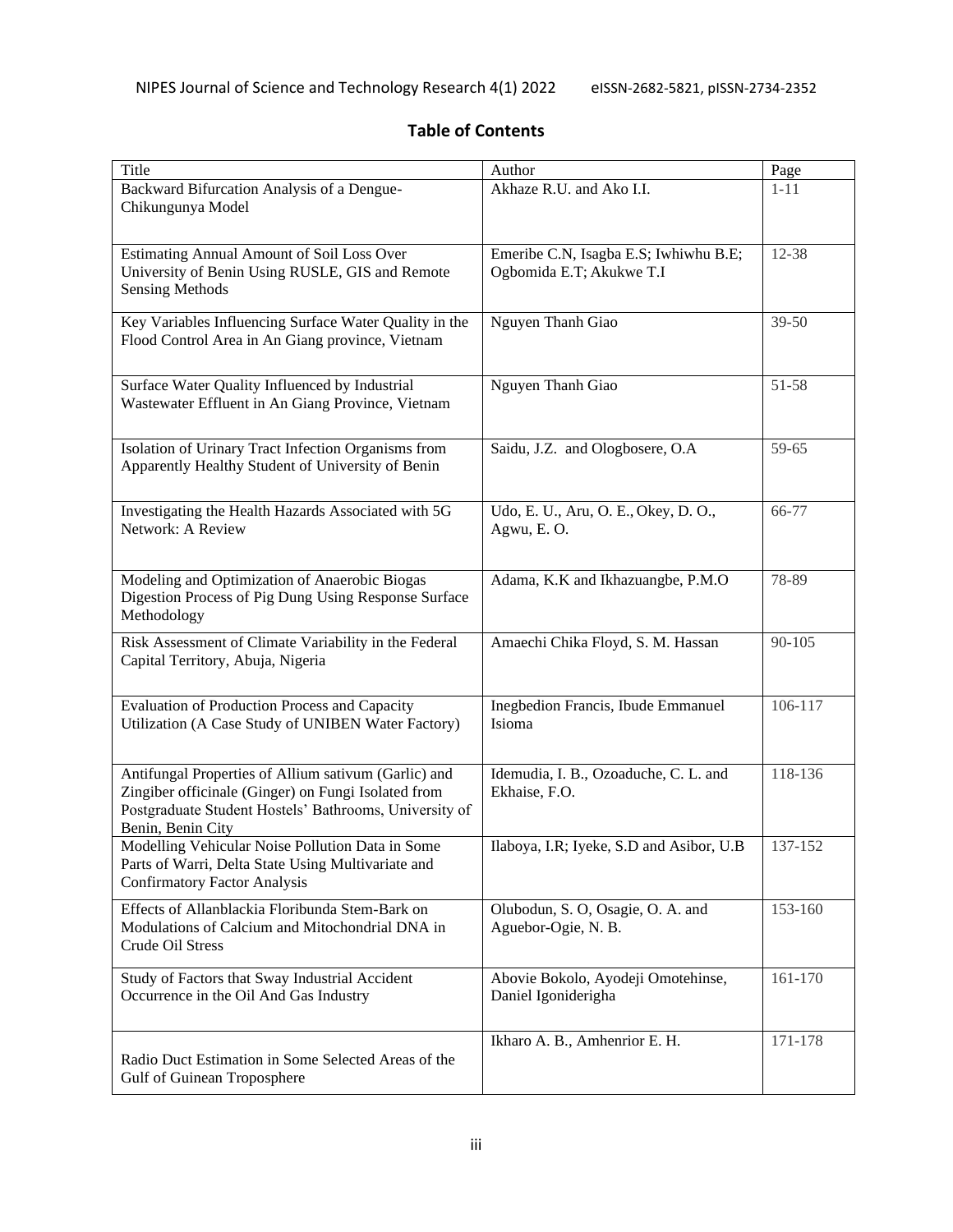## Table of Contents

| Title | Author | Page |
| --- | --- | --- |
| Backward Bifurcation Analysis of a Dengue-Chikungunya Model | Akhaze R.U. and Ako I.I. | 1-11 |
| Estimating Annual Amount of Soil Loss Over University of Benin Using RUSLE, GIS and Remote Sensing Methods | Emeribe C.N, Isagba E.S; Iwhiwhu B.E; Ogbomida E.T; Akukwe T.I | 12-38 |
| Key Variables Influencing Surface Water Quality in the Flood Control Area in An Giang province, Vietnam | Nguyen Thanh Giao | 39-50 |
| Surface Water Quality Influenced by Industrial Wastewater Effluent in An Giang Province, Vietnam | Nguyen Thanh Giao | 51-58 |
| Isolation of Urinary Tract Infection Organisms from Apparently Healthy Student of University of Benin | Saidu, J.Z. and Ologbosere, O.A | 59-65 |
| Investigating the Health Hazards Associated with 5G Network: A Review | Udo, E. U., Aru, O. E., Okey, D. O., Agwu, E. O. | 66-77 |
| Modeling and Optimization of Anaerobic Biogas Digestion Process of Pig Dung Using Response Surface Methodology | Adama, K.K and Ikhazuangbe, P.M.O | 78-89 |
| Risk Assessment of Climate Variability in the Federal Capital Territory, Abuja, Nigeria | Amaechi Chika Floyd, S. M. Hassan | 90-105 |
| Evaluation of Production Process and Capacity Utilization (A Case Study of UNIBEN Water Factory) | Inegbedion Francis, Ibude Emmanuel Isioma | 106-117 |
| Antifungal Properties of Allium sativum (Garlic) and Zingiber officinale (Ginger) on Fungi Isolated from Postgraduate Student Hostels' Bathrooms, University of Benin, Benin City | Idemudia, I. B., Ozoaduche, C. L. and Ekhaise, F.O. | 118-136 |
| Modelling Vehicular Noise Pollution Data in Some Parts of Warri, Delta State Using Multivariate and Confirmatory Factor Analysis | Ilaboya, I.R; Iyeke, S.D and Asibor, U.B | 137-152 |
| Effects of Allanblackia Floribunda Stem-Bark on Modulations of Calcium and Mitochondrial DNA in Crude Oil Stress | Olubodun, S. O, Osagie, O. A. and Aguebor-Ogie, N. B. | 153-160 |
| Study of Factors that Sway Industrial Accident Occurrence in the Oil And Gas Industry | Abovie Bokolo, Ayodeji Omotehinse, Daniel Igoniderigha | 161-170 |
| Radio Duct Estimation in Some Selected Areas of the Gulf of Guinean Troposphere | Ikharo A. B., Amhenrior E. H. | 171-178 |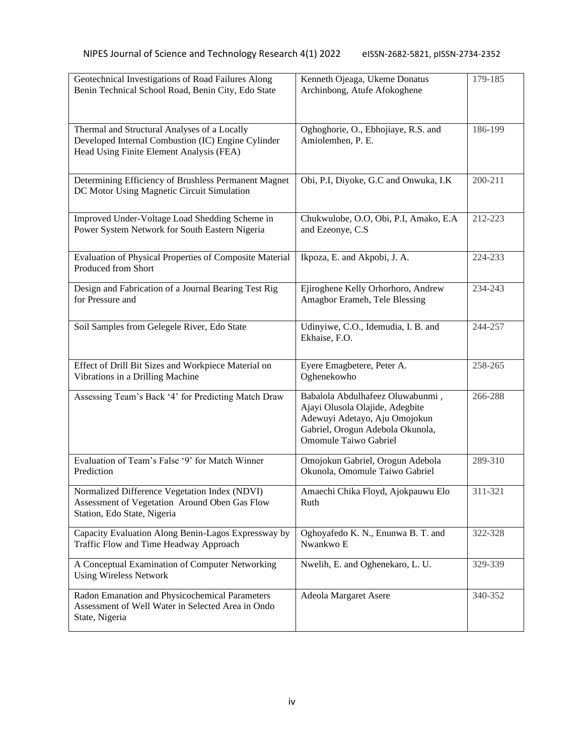| | | |
|---|---|---|
| Geotechnical Investigations of Road Failures Along Benin Technical School Road, Benin City, Edo State | Kenneth Ojeaga, Ukeme Donatus Archinbong, Atufe Afokoghene | 179-185 |
| Thermal and Structural Analyses of a Locally Developed Internal Combustion (IC) Engine Cylinder Head Using Finite Element Analysis (FEA) | Oghoghorie, O., Ebhojiaye, R.S. and Amiolemhen, P. E. | 186-199 |
| Determining Efficiency of Brushless Permanent Magnet DC Motor Using Magnetic Circuit Simulation | Obi, P.I, Diyoke, G.C and Onwuka, I.K | 200-211 |
| Improved Under-Voltage Load Shedding Scheme in Power System Network for South Eastern Nigeria | Chukwulobe, O.O, Obi, P.I, Amako, E.A and Ezeonye, C.S | 212-223 |
| Evaluation of Physical Properties of Composite Material Produced from Short | Ikpoza, E. and Akpobi, J. A. | 224-233 |
| Design and Fabrication of a Journal Bearing Test Rig for Pressure and | Ejiroghene Kelly Orhorhoro, Andrew Amagbor Erameh, Tele Blessing | 234-243 |
| Soil Samples from Gelegele River, Edo State | Udinyiwe, C.O., Idemudia, I. B. and Ekhaise, F.O. | 244-257 |
| Effect of Drill Bit Sizes and Workpiece Material on Vibrations in a Drilling Machine | Eyere Emagbetere, Peter A. Oghenekowho | 258-265 |
| Assessing Team's Back '4' for Predicting Match Draw | Babalola Abdulhafeez Oluwabunmi , Ajayi Olusola Olajide, Adegbite Adewuyi Adetayo, Aju Omojokun Gabriel, Orogun Adebola Okunola, Omomule Taiwo Gabriel | 266-288 |
| Evaluation of Team's False '9' for Match Winner Prediction | Omojokun Gabriel, Orogun Adebola Okunola, Omomule Taiwo Gabriel | 289-310 |
| Normalized Difference Vegetation Index (NDVI) Assessment of Vegetation Around Oben Gas Flow Station, Edo State, Nigeria | Amaechi Chika Floyd, Ajokpauwu Elo Ruth | 311-321 |
| Capacity Evaluation Along Benin-Lagos Expressway by Traffic Flow and Time Headway Approach | Oghoyafedo K. N., Enunwa B. T. and Nwankwo E | 322-328 |
| A Conceptual Examination of Computer Networking Using Wireless Network | Nwelih, E. and Oghenekaro, L. U. | 329-339 |
| Radon Emanation and Physicochemical Parameters Assessment of Well Water in Selected Area in Ondo State, Nigeria | Adeola Margaret Asere | 340-352 |